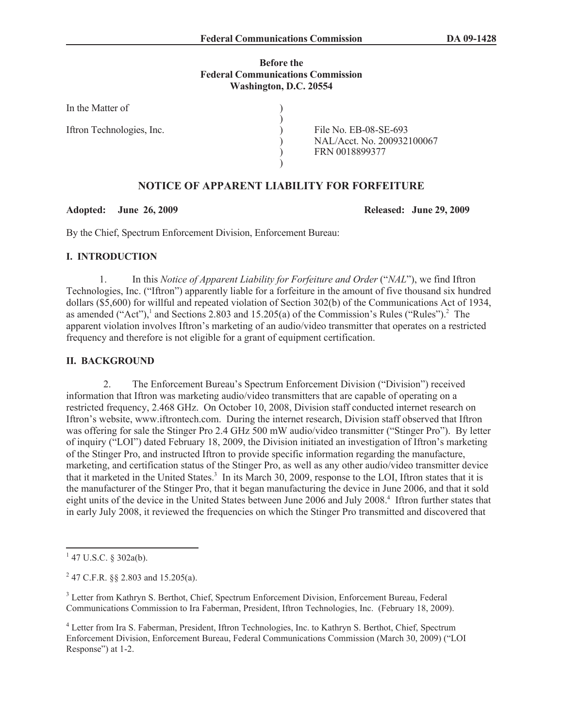**Before the**
**Federal Communications Commission**
**Washington, D.C. 20554**

| | | |
|---|---|---|
| In the Matter of | ) | |
| | ) | |
| Iftron Technologies, Inc. | ) | File No. EB-08-SE-693 |
| | ) | NAL/Acct. No. 200932100067 |
| | ) | FRN 0018899377 |
| | ) | |

## NOTICE OF APPARENT LIABILITY FOR FORFEITURE

**Adopted: June 26, 2009** **Released: June 29, 2009**

By the Chief, Spectrum Enforcement Division, Enforcement Bureau:

## I. INTRODUCTION

1. In this *Notice of Apparent Liability for Forfeiture and Order* ("*NAL*"), we find Iftron Technologies, Inc. ("Iftron") apparently liable for a forfeiture in the amount of five thousand six hundred dollars ($5,600) for willful and repeated violation of Section 302(b) of the Communications Act of 1934, as amended ("Act"),[1] and Sections 2.803 and 15.205(a) of the Commission's Rules ("Rules").[2] The apparent violation involves Iftron's marketing of an audio/video transmitter that operates on a restricted frequency and therefore is not eligible for a grant of equipment certification.

## II. BACKGROUND

2. The Enforcement Bureau's Spectrum Enforcement Division ("Division") received information that Iftron was marketing audio/video transmitters that are capable of operating on a restricted frequency, 2.468 GHz. On October 10, 2008, Division staff conducted internet research on Iftron's website, www.iftrontech.com. During the internet research, Division staff observed that Iftron was offering for sale the Stinger Pro 2.4 GHz 500 mW audio/video transmitter ("Stinger Pro"). By letter of inquiry ("LOI") dated February 18, 2009, the Division initiated an investigation of Iftron's marketing of the Stinger Pro, and instructed Iftron to provide specific information regarding the manufacture, marketing, and certification status of the Stinger Pro, as well as any other audio/video transmitter device that it marketed in the United States.[3] In its March 30, 2009, response to the LOI, Iftron states that it is the manufacturer of the Stinger Pro, that it began manufacturing the device in June 2006, and that it sold eight units of the device in the United States between June 2006 and July 2008.[4] Iftron further states that in early July 2008, it reviewed the frequencies on which the Stinger Pro transmitted and discovered that

---

[1] 47 U.S.C. § 302a(b).

[2] 47 C.F.R. §§ 2.803 and 15.205(a).

[3] Letter from Kathryn S. Berthot, Chief, Spectrum Enforcement Division, Enforcement Bureau, Federal Communications Commission to Ira Faberman, President, Iftron Technologies, Inc. (February 18, 2009).

[4] Letter from Ira S. Faberman, President, Iftron Technologies, Inc. to Kathryn S. Berthot, Chief, Spectrum Enforcement Division, Enforcement Bureau, Federal Communications Commission (March 30, 2009) ("LOI Response") at 1-2.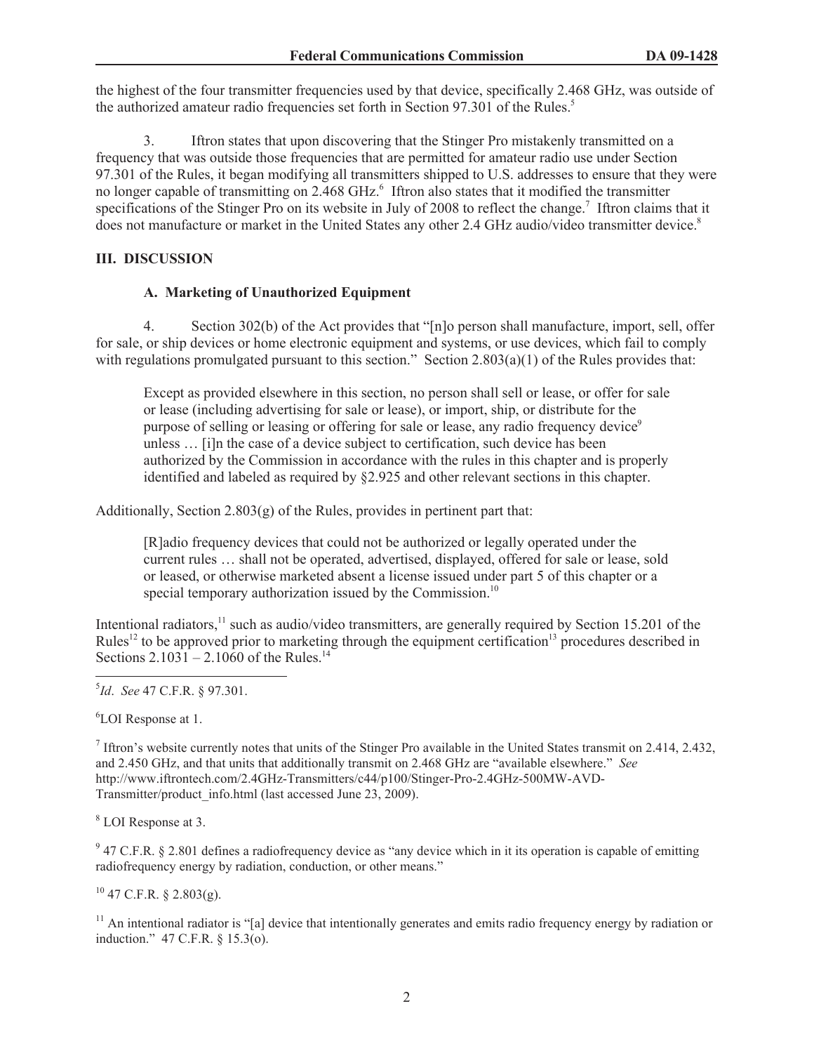the highest of the four transmitter frequencies used by that device, specifically 2.468 GHz, was outside of the authorized amateur radio frequencies set forth in Section 97.301 of the Rules.[5]

3. Iftron states that upon discovering that the Stinger Pro mistakenly transmitted on a frequency that was outside those frequencies that are permitted for amateur radio use under Section 97.301 of the Rules, it began modifying all transmitters shipped to U.S. addresses to ensure that they were no longer capable of transmitting on 2.468 GHz.[6] Iftron also states that it modified the transmitter specifications of the Stinger Pro on its website in July of 2008 to reflect the change.[7] Iftron claims that it does not manufacture or market in the United States any other 2.4 GHz audio/video transmitter device.[8]

## III. DISCUSSION

### A. Marketing of Unauthorized Equipment

4. Section 302(b) of the Act provides that "[n]o person shall manufacture, import, sell, offer for sale, or ship devices or home electronic equipment and systems, or use devices, which fail to comply with regulations promulgated pursuant to this section." Section 2.803(a)(1) of the Rules provides that:

> Except as provided elsewhere in this section, no person shall sell or lease, or offer for sale or lease (including advertising for sale or lease), or import, ship, or distribute for the purpose of selling or leasing or offering for sale or lease, any radio frequency device[9] unless … [i]n the case of a device subject to certification, such device has been authorized by the Commission in accordance with the rules in this chapter and is properly identified and labeled as required by §2.925 and other relevant sections in this chapter.

Additionally, Section 2.803(g) of the Rules, provides in pertinent part that:

> [R]adio frequency devices that could not be authorized or legally operated under the current rules … shall not be operated, advertised, displayed, offered for sale or lease, sold or leased, or otherwise marketed absent a license issued under part 5 of this chapter or a special temporary authorization issued by the Commission.[10]

Intentional radiators,[11] such as audio/video transmitters, are generally required by Section 15.201 of the Rules[12] to be approved prior to marketing through the equipment certification[13] procedures described in Sections 2.1031 – 2.1060 of the Rules.[14]

---

[5] *Id*. *See* 47 C.F.R. § 97.301.

[6] LOI Response at 1.

[7] Iftron's website currently notes that units of the Stinger Pro available in the United States transmit on 2.414, 2.432, and 2.450 GHz, and that units that additionally transmit on 2.468 GHz are "available elsewhere." *See* http://www.iftrontech.com/2.4GHz-Transmitters/c44/p100/Stinger-Pro-2.4GHz-500MW-AVD-Transmitter/product_info.html (last accessed June 23, 2009).

[8] LOI Response at 3.

[9] 47 C.F.R. § 2.801 defines a radiofrequency device as "any device which in it its operation is capable of emitting radiofrequency energy by radiation, conduction, or other means."

[10] 47 C.F.R. § 2.803(g).

[11] An intentional radiator is "[a] device that intentionally generates and emits radio frequency energy by radiation or induction." 47 C.F.R. § 15.3(o).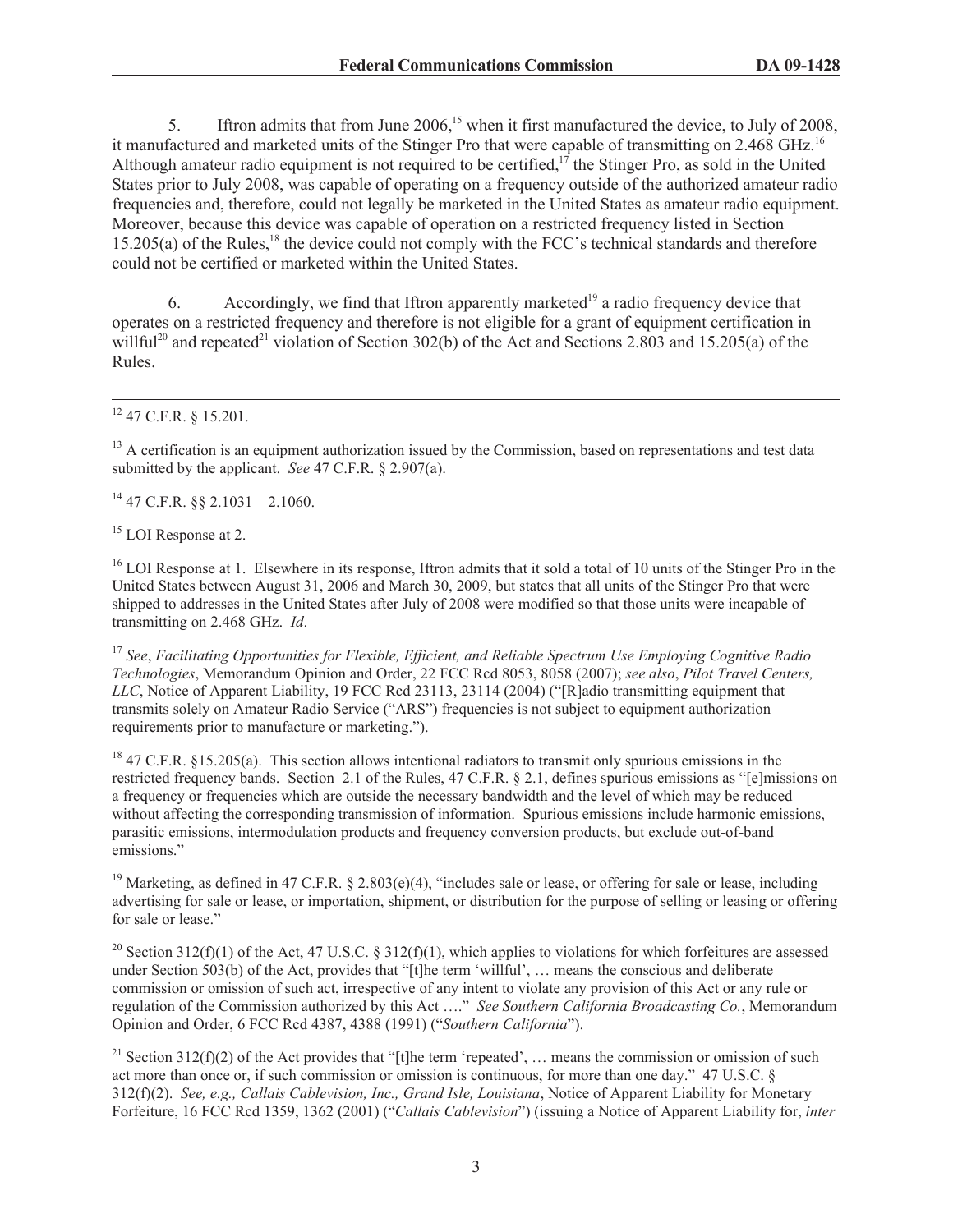5. Iftron admits that from June 2006,[15] when it first manufactured the device, to July of 2008, it manufactured and marketed units of the Stinger Pro that were capable of transmitting on 2.468 GHz.[16] Although amateur radio equipment is not required to be certified,[17] the Stinger Pro, as sold in the United States prior to July 2008, was capable of operating on a frequency outside of the authorized amateur radio frequencies and, therefore, could not legally be marketed in the United States as amateur radio equipment. Moreover, because this device was capable of operation on a restricted frequency listed in Section 15.205(a) of the Rules,[18] the device could not comply with the FCC's technical standards and therefore could not be certified or marketed within the United States.

6. Accordingly, we find that Iftron apparently marketed[19] a radio frequency device that operates on a restricted frequency and therefore is not eligible for a grant of equipment certification in willful[20] and repeated[21] violation of Section 302(b) of the Act and Sections 2.803 and 15.205(a) of the Rules.

---

[12] 47 C.F.R. § 15.201.

[13] A certification is an equipment authorization issued by the Commission, based on representations and test data submitted by the applicant. *See* 47 C.F.R. § 2.907(a).

[14] 47 C.F.R. §§ 2.1031 – 2.1060.

[15] LOI Response at 2.

[16] LOI Response at 1. Elsewhere in its response, Iftron admits that it sold a total of 10 units of the Stinger Pro in the United States between August 31, 2006 and March 30, 2009, but states that all units of the Stinger Pro that were shipped to addresses in the United States after July of 2008 were modified so that those units were incapable of transmitting on 2.468 GHz. *Id*.

[17] *See*, *Facilitating Opportunities for Flexible, Efficient, and Reliable Spectrum Use Employing Cognitive Radio Technologies*, Memorandum Opinion and Order, 22 FCC Rcd 8053, 8058 (2007); *see also*, *Pilot Travel Centers, LLC*, Notice of Apparent Liability, 19 FCC Rcd 23113, 23114 (2004) ("[R]adio transmitting equipment that transmits solely on Amateur Radio Service ("ARS") frequencies is not subject to equipment authorization requirements prior to manufacture or marketing.").

[18] 47 C.F.R. §15.205(a). This section allows intentional radiators to transmit only spurious emissions in the restricted frequency bands. Section 2.1 of the Rules, 47 C.F.R. § 2.1, defines spurious emissions as "[e]missions on a frequency or frequencies which are outside the necessary bandwidth and the level of which may be reduced without affecting the corresponding transmission of information. Spurious emissions include harmonic emissions, parasitic emissions, intermodulation products and frequency conversion products, but exclude out-of-band emissions."

[19] Marketing, as defined in 47 C.F.R. § 2.803(e)(4), "includes sale or lease, or offering for sale or lease, including advertising for sale or lease, or importation, shipment, or distribution for the purpose of selling or leasing or offering for sale or lease."

[20] Section 312(f)(1) of the Act, 47 U.S.C. § 312(f)(1), which applies to violations for which forfeitures are assessed under Section 503(b) of the Act, provides that "[t]he term 'willful', … means the conscious and deliberate commission or omission of such act, irrespective of any intent to violate any provision of this Act or any rule or regulation of the Commission authorized by this Act …." *See Southern California Broadcasting Co.*, Memorandum Opinion and Order, 6 FCC Rcd 4387, 4388 (1991) ("*Southern California*").

[21] Section 312(f)(2) of the Act provides that "[t]he term 'repeated', … means the commission or omission of such act more than once or, if such commission or omission is continuous, for more than one day." 47 U.S.C. § 312(f)(2). *See, e.g., Callais Cablevision, Inc., Grand Isle, Louisiana*, Notice of Apparent Liability for Monetary Forfeiture, 16 FCC Rcd 1359, 1362 (2001) ("*Callais Cablevision*") (issuing a Notice of Apparent Liability for, *inter*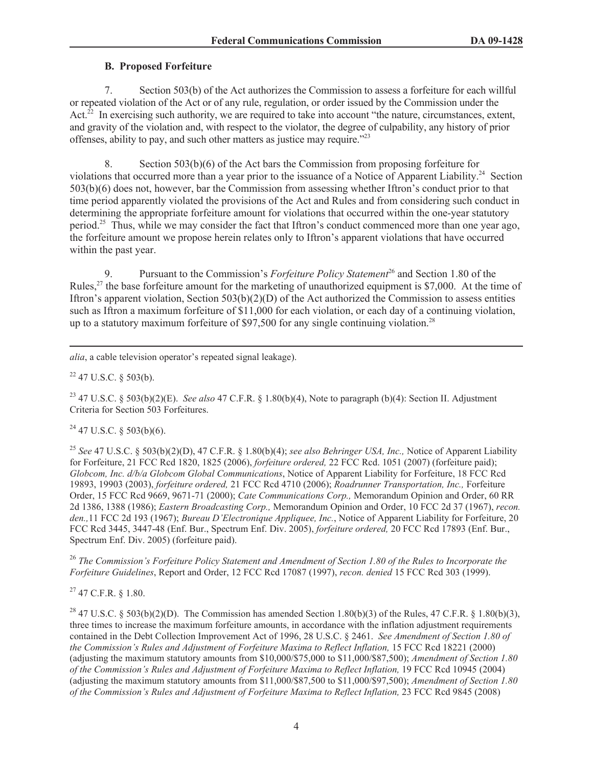### B. Proposed Forfeiture

7. Section 503(b) of the Act authorizes the Commission to assess a forfeiture for each willful or repeated violation of the Act or of any rule, regulation, or order issued by the Commission under the Act.[22] In exercising such authority, we are required to take into account "the nature, circumstances, extent, and gravity of the violation and, with respect to the violator, the degree of culpability, any history of prior offenses, ability to pay, and such other matters as justice may require."[23]

8. Section 503(b)(6) of the Act bars the Commission from proposing forfeiture for violations that occurred more than a year prior to the issuance of a Notice of Apparent Liability.[24] Section 503(b)(6) does not, however, bar the Commission from assessing whether Iftron's conduct prior to that time period apparently violated the provisions of the Act and Rules and from considering such conduct in determining the appropriate forfeiture amount for violations that occurred within the one-year statutory period.[25] Thus, while we may consider the fact that Iftron's conduct commenced more than one year ago, the forfeiture amount we propose herein relates only to Iftron's apparent violations that have occurred within the past year.

9. Pursuant to the Commission's *Forfeiture Policy Statement*[26] and Section 1.80 of the Rules,[27] the base forfeiture amount for the marketing of unauthorized equipment is $7,000. At the time of Iftron's apparent violation, Section 503(b)(2)(D) of the Act authorized the Commission to assess entities such as Iftron a maximum forfeiture of $11,000 for each violation, or each day of a continuing violation, up to a statutory maximum forfeiture of $97,500 for any single continuing violation.[28]

---

*alia*, a cable television operator's repeated signal leakage).

[22] 47 U.S.C. § 503(b).

[23] 47 U.S.C. § 503(b)(2)(E). *See also* 47 C.F.R. § 1.80(b)(4), Note to paragraph (b)(4): Section II. Adjustment Criteria for Section 503 Forfeitures.

[24] 47 U.S.C. § 503(b)(6).

[25] *See* 47 U.S.C. § 503(b)(2)(D), 47 C.F.R. § 1.80(b)(4); *see also Behringer USA, Inc.,* Notice of Apparent Liability for Forfeiture, 21 FCC Rcd 1820, 1825 (2006), *forfeiture ordered,* 22 FCC Rcd. 1051 (2007) (forfeiture paid); *Globcom, Inc. d/b/a Globcom Global Communications*, Notice of Apparent Liability for Forfeiture, 18 FCC Rcd 19893, 19903 (2003), *forfeiture ordered,* 21 FCC Rcd 4710 (2006); *Roadrunner Transportation, Inc.,* Forfeiture Order, 15 FCC Rcd 9669, 9671-71 (2000); *Cate Communications Corp.,* Memorandum Opinion and Order, 60 RR 2d 1386, 1388 (1986); *Eastern Broadcasting Corp.,* Memorandum Opinion and Order, 10 FCC 2d 37 (1967), *recon. den.,*11 FCC 2d 193 (1967); *Bureau D'Electronique Appliquee, Inc.*, Notice of Apparent Liability for Forfeiture, 20 FCC Rcd 3445, 3447-48 (Enf. Bur., Spectrum Enf. Div. 2005), *forfeiture ordered,* 20 FCC Rcd 17893 (Enf. Bur., Spectrum Enf. Div. 2005) (forfeiture paid).

[26] *The Commission's Forfeiture Policy Statement and Amendment of Section 1.80 of the Rules to Incorporate the Forfeiture Guidelines*, Report and Order, 12 FCC Rcd 17087 (1997), *recon. denied* 15 FCC Rcd 303 (1999).

[27] 47 C.F.R. § 1.80.

[28] 47 U.S.C. § 503(b)(2)(D). The Commission has amended Section 1.80(b)(3) of the Rules, 47 C.F.R. § 1.80(b)(3), three times to increase the maximum forfeiture amounts, in accordance with the inflation adjustment requirements contained in the Debt Collection Improvement Act of 1996, 28 U.S.C. § 2461. *See Amendment of Section 1.80 of the Commission's Rules and Adjustment of Forfeiture Maxima to Reflect Inflation,* 15 FCC Rcd 18221 (2000) (adjusting the maximum statutory amounts from $10,000/$75,000 to $11,000/$87,500); *Amendment of Section 1.80 of the Commission's Rules and Adjustment of Forfeiture Maxima to Reflect Inflation,* 19 FCC Rcd 10945 (2004) (adjusting the maximum statutory amounts from $11,000/$87,500 to $11,000/$97,500); *Amendment of Section 1.80 of the Commission's Rules and Adjustment of Forfeiture Maxima to Reflect Inflation,* 23 FCC Rcd 9845 (2008)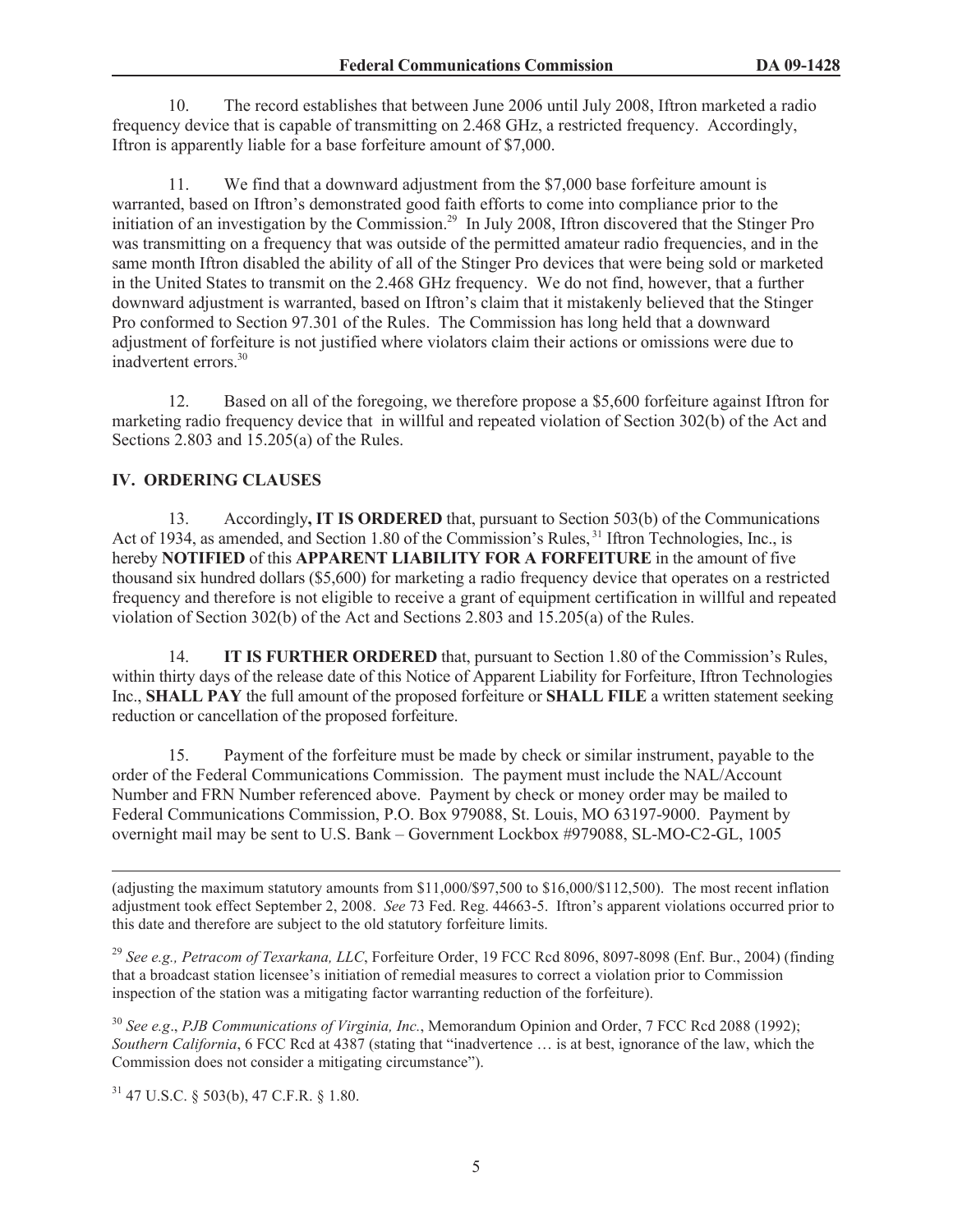10. The record establishes that between June 2006 until July 2008, Iftron marketed a radio frequency device that is capable of transmitting on 2.468 GHz, a restricted frequency. Accordingly, Iftron is apparently liable for a base forfeiture amount of $7,000.

11. We find that a downward adjustment from the $7,000 base forfeiture amount is warranted, based on Iftron's demonstrated good faith efforts to come into compliance prior to the initiation of an investigation by the Commission.[29] In July 2008, Iftron discovered that the Stinger Pro was transmitting on a frequency that was outside of the permitted amateur radio frequencies, and in the same month Iftron disabled the ability of all of the Stinger Pro devices that were being sold or marketed in the United States to transmit on the 2.468 GHz frequency. We do not find, however, that a further downward adjustment is warranted, based on Iftron's claim that it mistakenly believed that the Stinger Pro conformed to Section 97.301 of the Rules. The Commission has long held that a downward adjustment of forfeiture is not justified where violators claim their actions or omissions were due to inadvertent errors.[30]

12. Based on all of the foregoing, we therefore propose a $5,600 forfeiture against Iftron for marketing radio frequency device that in willful and repeated violation of Section 302(b) of the Act and Sections 2.803 and 15.205(a) of the Rules.

## IV. ORDERING CLAUSES

13. Accordingly**, IT IS ORDERED** that, pursuant to Section 503(b) of the Communications Act of 1934, as amended, and Section 1.80 of the Commission's Rules,[31] Iftron Technologies, Inc., is hereby **NOTIFIED** of this **APPARENT LIABILITY FOR A FORFEITURE** in the amount of five thousand six hundred dollars ($5,600) for marketing a radio frequency device that operates on a restricted frequency and therefore is not eligible to receive a grant of equipment certification in willful and repeated violation of Section 302(b) of the Act and Sections 2.803 and 15.205(a) of the Rules.

14. **IT IS FURTHER ORDERED** that, pursuant to Section 1.80 of the Commission's Rules, within thirty days of the release date of this Notice of Apparent Liability for Forfeiture, Iftron Technologies Inc., **SHALL PAY** the full amount of the proposed forfeiture or **SHALL FILE** a written statement seeking reduction or cancellation of the proposed forfeiture.

15. Payment of the forfeiture must be made by check or similar instrument, payable to the order of the Federal Communications Commission. The payment must include the NAL/Account Number and FRN Number referenced above. Payment by check or money order may be mailed to Federal Communications Commission, P.O. Box 979088, St. Louis, MO 63197-9000. Payment by overnight mail may be sent to U.S. Bank – Government Lockbox #979088, SL-MO-C2-GL, 1005

---

(adjusting the maximum statutory amounts from $11,000/$97,500 to $16,000/$112,500). The most recent inflation adjustment took effect September 2, 2008. *See* 73 Fed. Reg. 44663-5. Iftron's apparent violations occurred prior to this date and therefore are subject to the old statutory forfeiture limits.

[29] *See e.g., Petracom of Texarkana, LLC*, Forfeiture Order, 19 FCC Rcd 8096, 8097-8098 (Enf. Bur., 2004) (finding that a broadcast station licensee's initiation of remedial measures to correct a violation prior to Commission inspection of the station was a mitigating factor warranting reduction of the forfeiture).

[30] *See e.g*., *PJB Communications of Virginia, Inc.*, Memorandum Opinion and Order, 7 FCC Rcd 2088 (1992); *Southern California*, 6 FCC Rcd at 4387 (stating that "inadvertence … is at best, ignorance of the law, which the Commission does not consider a mitigating circumstance").

[31] 47 U.S.C. § 503(b), 47 C.F.R. § 1.80.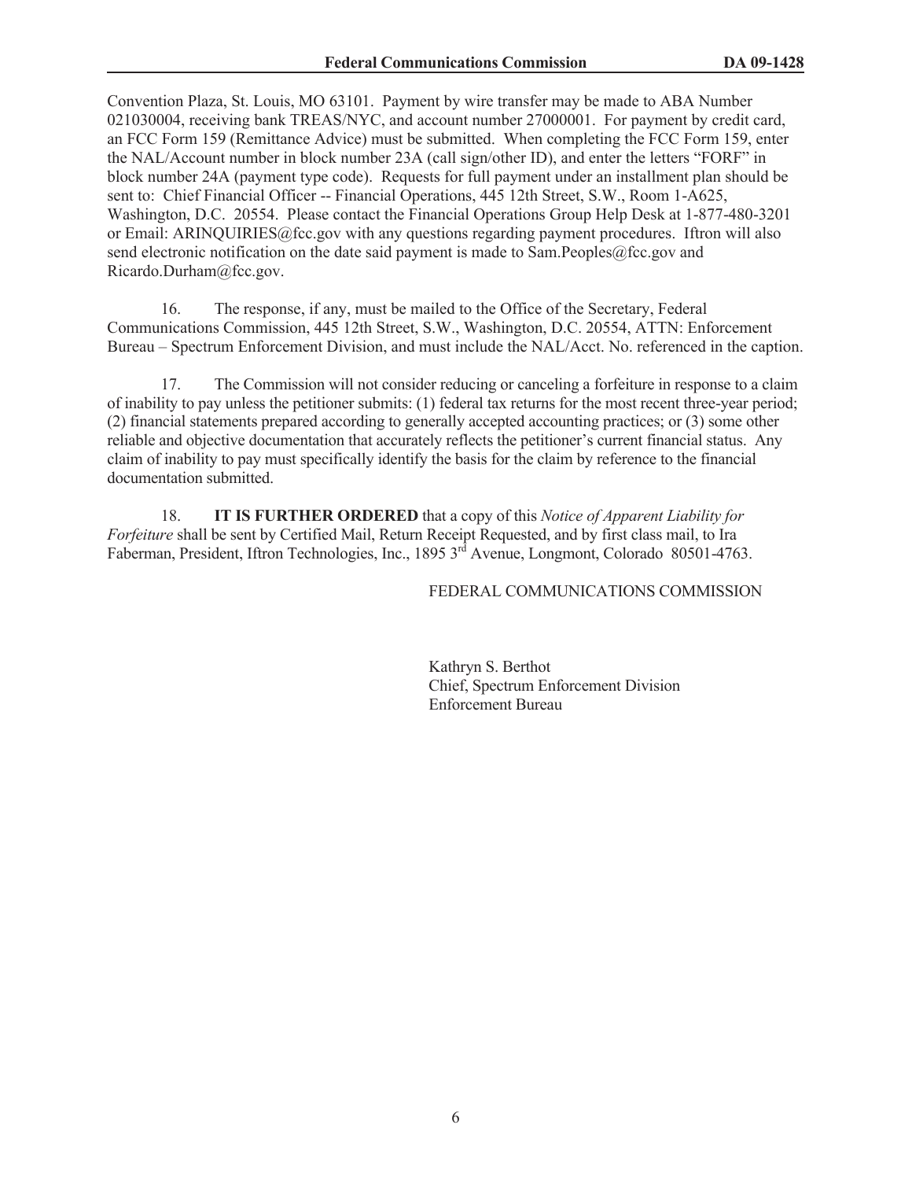Convention Plaza, St. Louis, MO 63101. Payment by wire transfer may be made to ABA Number 021030004, receiving bank TREAS/NYC, and account number 27000001. For payment by credit card, an FCC Form 159 (Remittance Advice) must be submitted. When completing the FCC Form 159, enter the NAL/Account number in block number 23A (call sign/other ID), and enter the letters "FORF" in block number 24A (payment type code). Requests for full payment under an installment plan should be sent to: Chief Financial Officer -- Financial Operations, 445 12th Street, S.W., Room 1-A625, Washington, D.C. 20554. Please contact the Financial Operations Group Help Desk at 1-877-480-3201 or Email: ARINQUIRIES@fcc.gov with any questions regarding payment procedures. Iftron will also send electronic notification on the date said payment is made to Sam.Peoples@fcc.gov and Ricardo.Durham@fcc.gov.

16. The response, if any, must be mailed to the Office of the Secretary, Federal Communications Commission, 445 12th Street, S.W., Washington, D.C. 20554, ATTN: Enforcement Bureau – Spectrum Enforcement Division, and must include the NAL/Acct. No. referenced in the caption.

17. The Commission will not consider reducing or canceling a forfeiture in response to a claim of inability to pay unless the petitioner submits: (1) federal tax returns for the most recent three-year period; (2) financial statements prepared according to generally accepted accounting practices; or (3) some other reliable and objective documentation that accurately reflects the petitioner's current financial status. Any claim of inability to pay must specifically identify the basis for the claim by reference to the financial documentation submitted.

18. **IT IS FURTHER ORDERED** that a copy of this *Notice of Apparent Liability for Forfeiture* shall be sent by Certified Mail, Return Receipt Requested, and by first class mail, to Ira Faberman, President, Iftron Technologies, Inc., 1895 3rd Avenue, Longmont, Colorado 80501-4763.

FEDERAL COMMUNICATIONS COMMISSION

Kathryn S. Berthot
Chief, Spectrum Enforcement Division
Enforcement Bureau